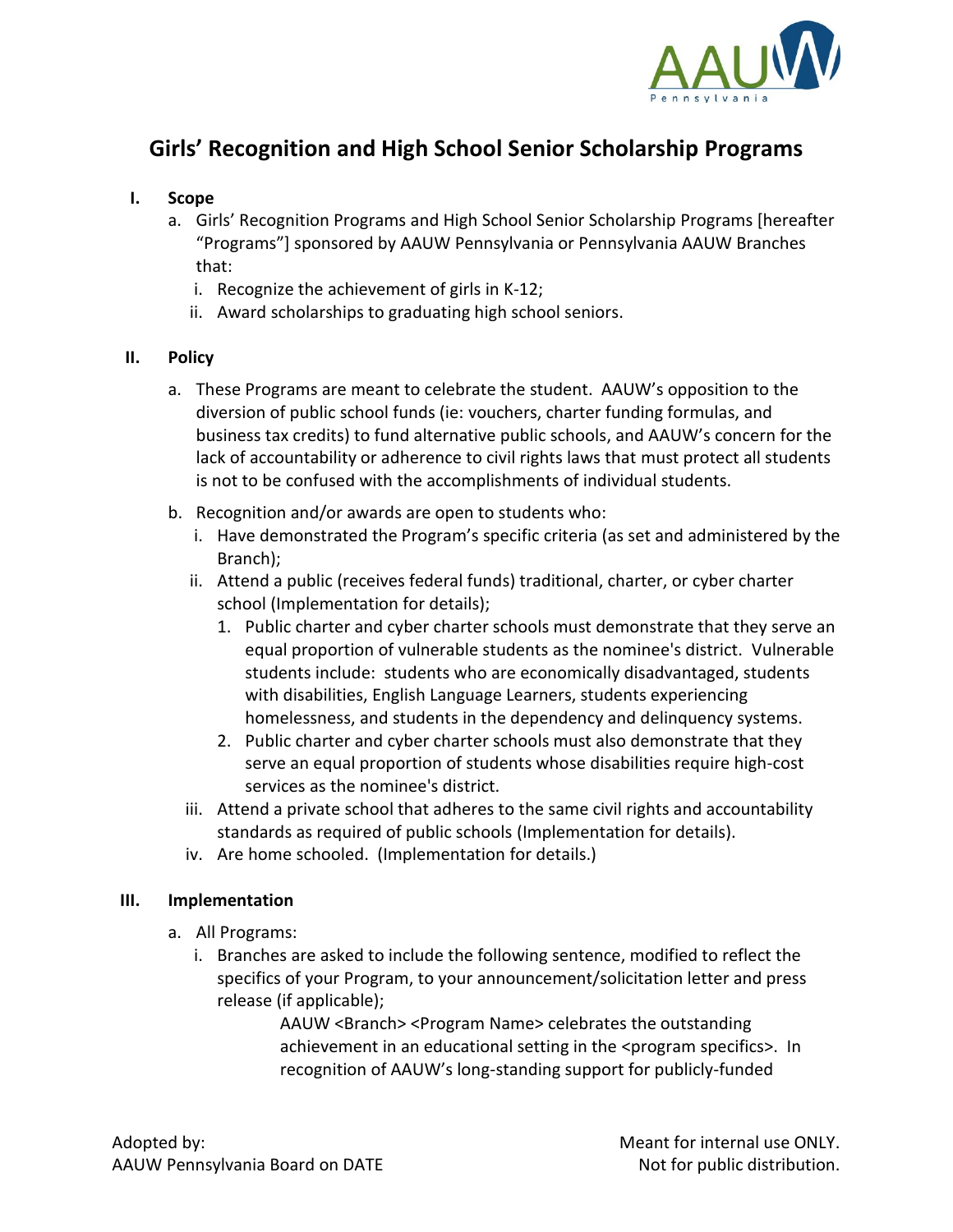# Girls' Recognition and High School Senior Scholarship Programs

## I. Scope

a. Girls' Recognition Programs and High School Senior Scholarship Programs [hereafter "Programs"] sponsored by AAUW Pennsylvania or Pennsylvania AAUW Branches that:

   i. Recognize the achievement of girls in K-12;

   ii. Award scholarships to graduating high school seniors.

## II. Policy

a. These Programs are meant to celebrate the student. AAUW's opposition to the diversion of public school funds (ie: vouchers, charter funding formulas, and business tax credits) to fund alternative public schools, and AAUW's concern for the lack of accountability or adherence to civil rights laws that must protect all students is not to be confused with the accomplishments of individual students.

b. Recognition and/or awards are open to students who:

   i. Have demonstrated the Program's specific criteria (as set and administered by the Branch);

   ii. Attend a public (receives federal funds) traditional, charter, or cyber charter school (Implementation for details);

      1. Public charter and cyber charter schools must demonstrate that they serve an equal proportion of vulnerable students as the nominee's district. Vulnerable students include: students who are economically disadvantaged, students with disabilities, English Language Learners, students experiencing homelessness, and students in the dependency and delinquency systems.

      2. Public charter and cyber charter schools must also demonstrate that they serve an equal proportion of students whose disabilities require high-cost services as the nominee's district.

   iii. Attend a private school that adheres to the same civil rights and accountability standards as required of public schools (Implementation for details).

   iv. Are home schooled. (Implementation for details.)

## III. Implementation

a. All Programs:

   i. Branches are asked to include the following sentence, modified to reflect the specifics of your Program, to your announcement/solicitation letter and press release (if applicable);

      AAUW <Branch> <Program Name> celebrates the outstanding achievement in an educational setting in the <program specifics>. In recognition of AAUW's long-standing support for publicly-funded

Adopted by:
AAUW Pennsylvania Board on DATE

Meant for internal use ONLY.
Not for public distribution.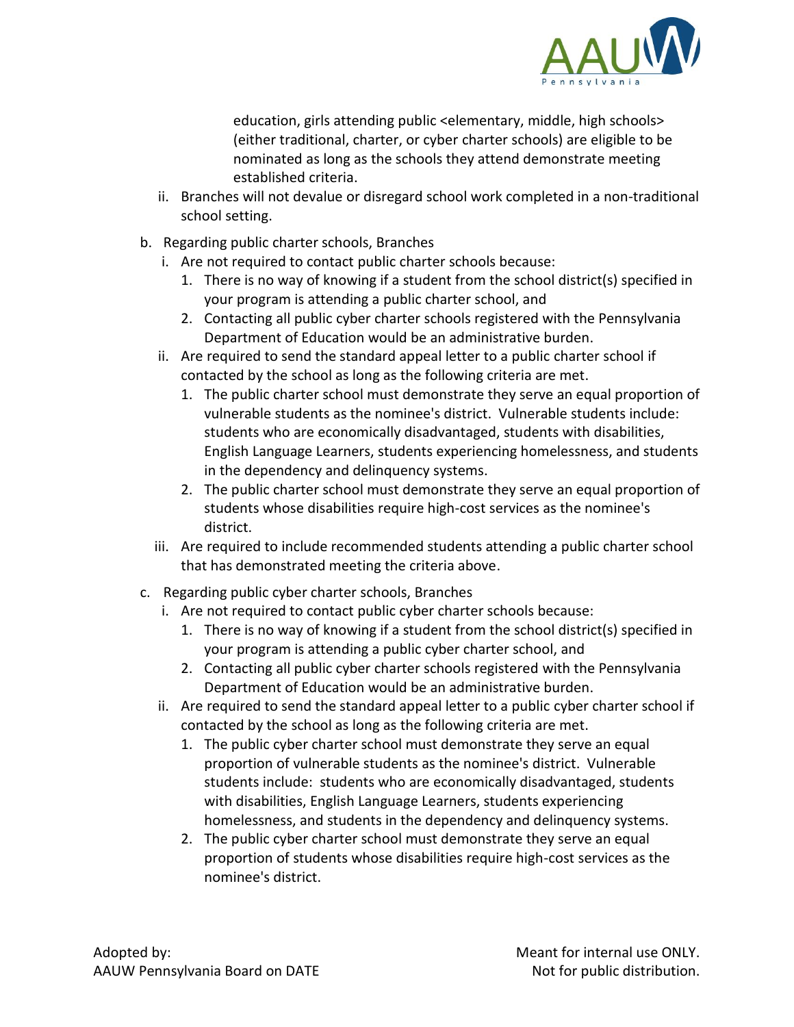education, girls attending public <elementary, middle, high schools> (either traditional, charter, or cyber charter schools) are eligible to be nominated as long as the schools they attend demonstrate meeting established criteria.

   ii. Branches will not devalue or disregard school work completed in a non-traditional school setting.

b. Regarding public charter schools, Branches
   i. Are not required to contact public charter schools because:
      1. There is no way of knowing if a student from the school district(s) specified in your program is attending a public charter school, and
      2. Contacting all public cyber charter schools registered with the Pennsylvania Department of Education would be an administrative burden.
   ii. Are required to send the standard appeal letter to a public charter school if contacted by the school as long as the following criteria are met.
      1. The public charter school must demonstrate they serve an equal proportion of vulnerable students as the nominee's district. Vulnerable students include: students who are economically disadvantaged, students with disabilities, English Language Learners, students experiencing homelessness, and students in the dependency and delinquency systems.
      2. The public charter school must demonstrate they serve an equal proportion of students whose disabilities require high-cost services as the nominee's district.
   iii. Are required to include recommended students attending a public charter school that has demonstrated meeting the criteria above.

c. Regarding public cyber charter schools, Branches
   i. Are not required to contact public cyber charter schools because:
      1. There is no way of knowing if a student from the school district(s) specified in your program is attending a public cyber charter school, and
      2. Contacting all public cyber charter schools registered with the Pennsylvania Department of Education would be an administrative burden.
   ii. Are required to send the standard appeal letter to a public cyber charter school if contacted by the school as long as the following criteria are met.
      1. The public cyber charter school must demonstrate they serve an equal proportion of vulnerable students as the nominee's district. Vulnerable students include: students who are economically disadvantaged, students with disabilities, English Language Learners, students experiencing homelessness, and students in the dependency and delinquency systems.
      2. The public cyber charter school must demonstrate they serve an equal proportion of students whose disabilities require high-cost services as the nominee's district.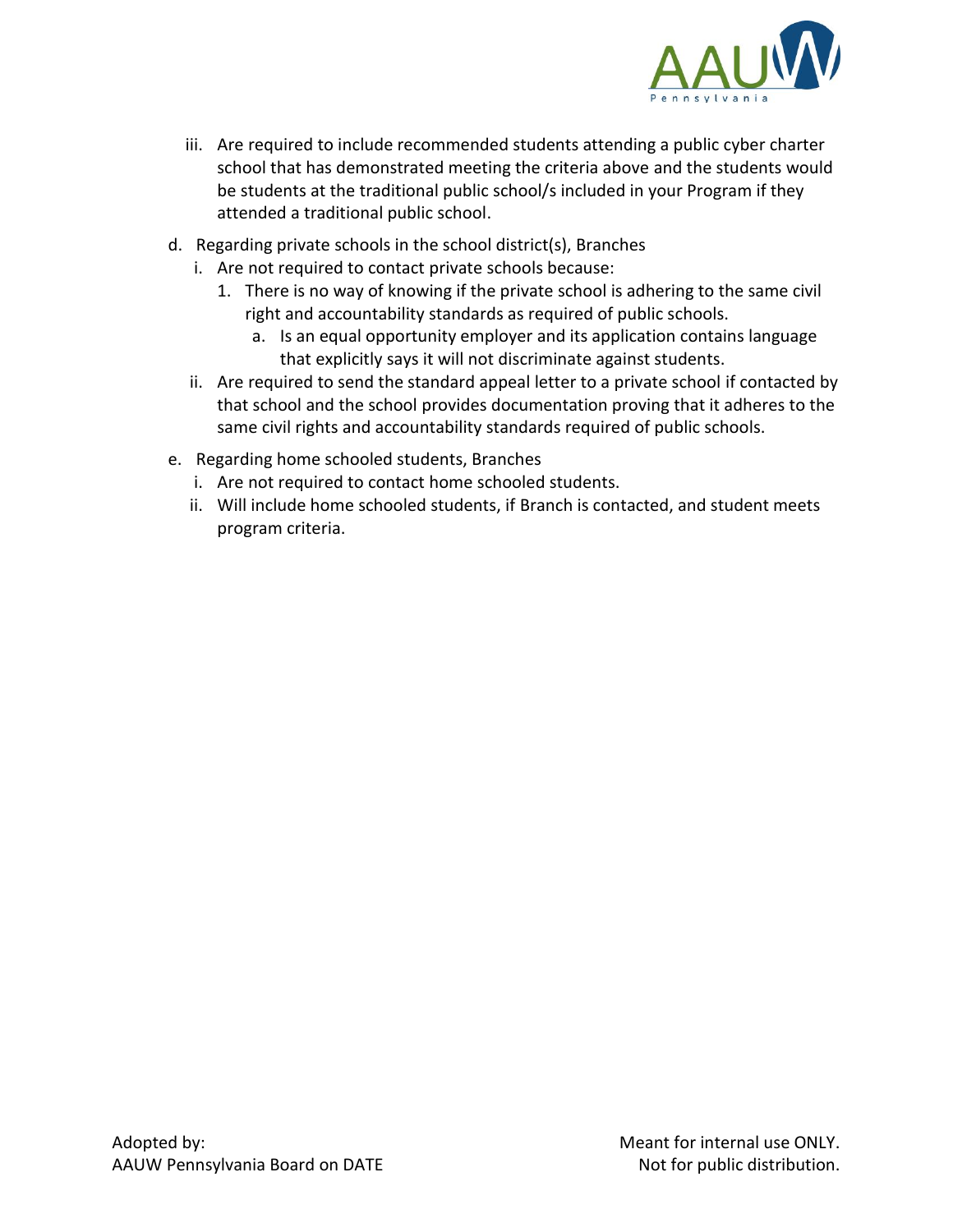iii. Are required to include recommended students attending a public cyber charter school that has demonstrated meeting the criteria above and the students would be students at the traditional public school/s included in your Program if they attended a traditional public school.

d. Regarding private schools in the school district(s), Branches
   i. Are not required to contact private schools because:
      1. There is no way of knowing if the private school is adhering to the same civil right and accountability standards as required of public schools.
         a. Is an equal opportunity employer and its application contains language that explicitly says it will not discriminate against students.
   ii. Are required to send the standard appeal letter to a private school if contacted by that school and the school provides documentation proving that it adheres to the same civil rights and accountability standards required of public schools.

e. Regarding home schooled students, Branches
   i. Are not required to contact home schooled students.
   ii. Will include home schooled students, if Branch is contacted, and student meets program criteria.

Adopted by:
AAUW Pennsylvania Board on DATE

Meant for internal use ONLY.
Not for public distribution.